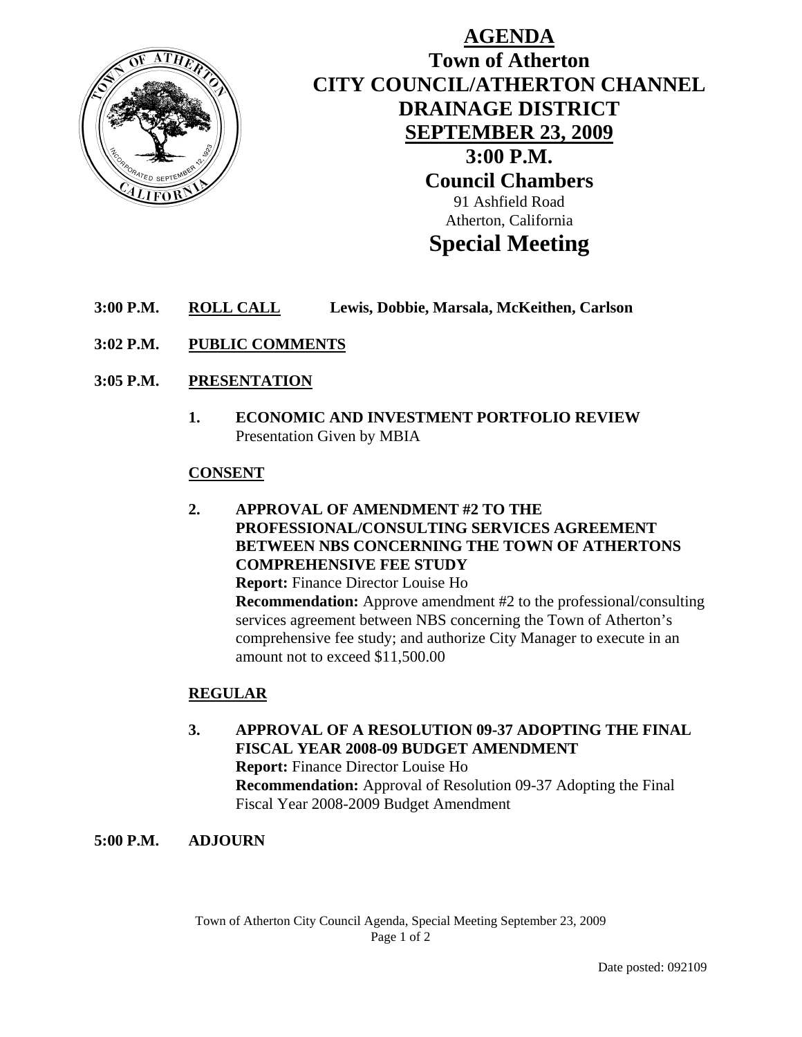# AGENDA

## Town of Atherton
## CITY COUNCIL/ATHERTON CHANNEL DRAINAGE DISTRICT
## SEPTEMBER 23, 2009
## 3:00 P.M.
## Council Chambers

91 Ashfield Road
Atherton, California

# Special Meeting

**3:00 P.M.** **ROLL CALL** **Lewis, Dobbie, Marsala, McKeithen, Carlson**

**3:02 P.M.** **PUBLIC COMMENTS**

**3:05 P.M.** **PRESENTATION**

1. **ECONOMIC AND INVESTMENT PORTFOLIO REVIEW**
   Presentation Given by MBIA

**CONSENT**

2. **APPROVAL OF AMENDMENT #2 TO THE PROFESSIONAL/CONSULTING SERVICES AGREEMENT BETWEEN NBS CONCERNING THE TOWN OF ATHERTONS COMPREHENSIVE FEE STUDY**
   **Report:** Finance Director Louise Ho
   **Recommendation:** Approve amendment #2 to the professional/consulting services agreement between NBS concerning the Town of Atherton's comprehensive fee study; and authorize City Manager to execute in an amount not to exceed $11,500.00

**REGULAR**

3. **APPROVAL OF A RESOLUTION 09-37 ADOPTING THE FINAL FISCAL YEAR 2008-09 BUDGET AMENDMENT**
   **Report:** Finance Director Louise Ho
   **Recommendation:** Approval of Resolution 09-37 Adopting the Final Fiscal Year 2008-2009 Budget Amendment

**5:00 P.M.** **ADJOURN**

Date posted: 092109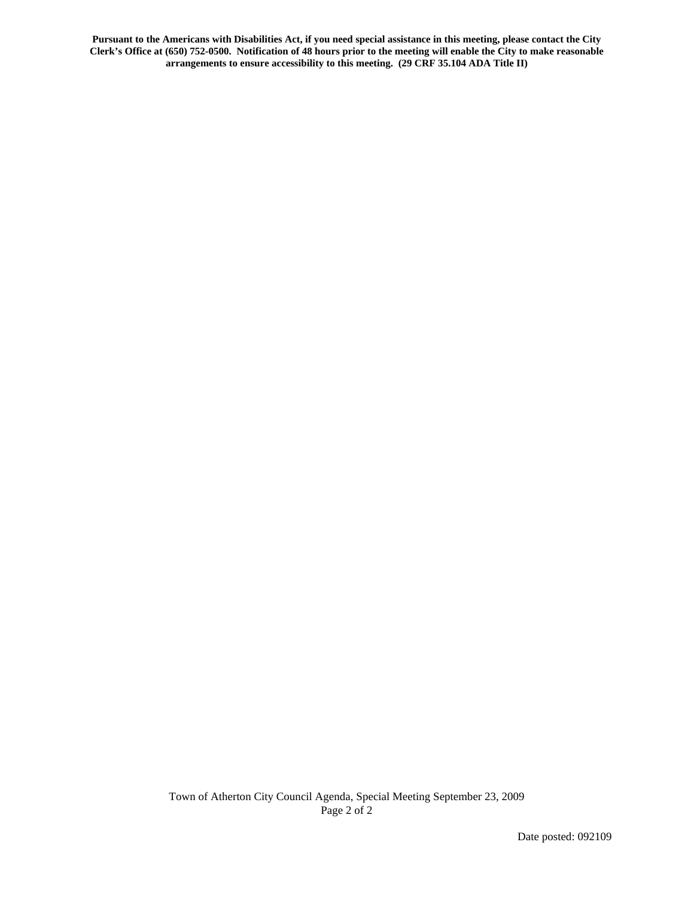**Pursuant to the Americans with Disabilities Act, if you need special assistance in this meeting, please contact the City Clerk's Office at (650) 752-0500. Notification of 48 hours prior to the meeting will enable the City to make reasonable arrangements to ensure accessibility to this meeting. (29 CRF 35.104 ADA Title II)**

Date posted: 092109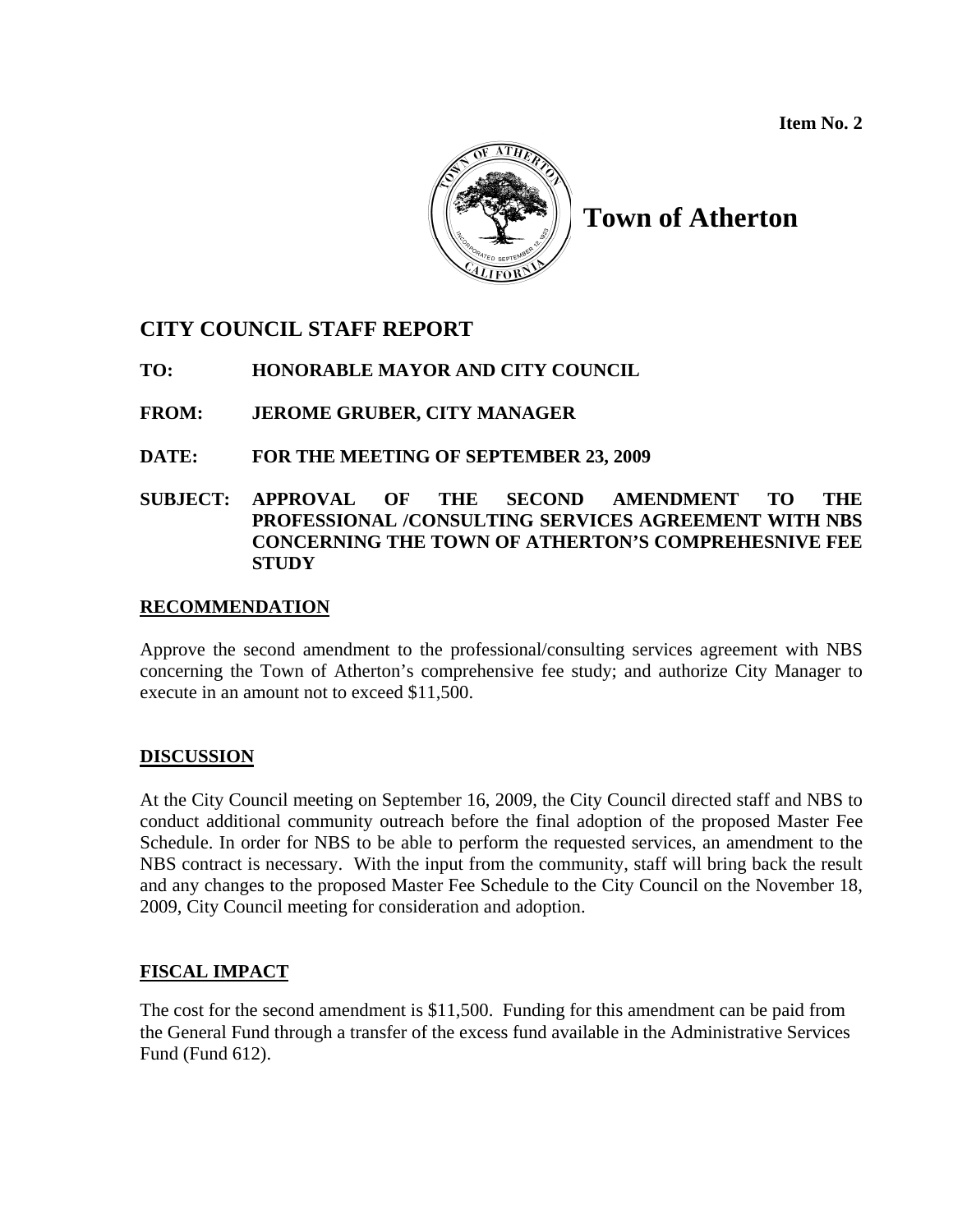**Item No. 2**

# Town of Atherton

## CITY COUNCIL STAFF REPORT

**TO:** HONORABLE MAYOR AND CITY COUNCIL

**FROM:** JEROME GRUBER, CITY MANAGER

**DATE:** FOR THE MEETING OF SEPTEMBER 23, 2009

**SUBJECT: APPROVAL OF THE SECOND AMENDMENT TO THE PROFESSIONAL /CONSULTING SERVICES AGREEMENT WITH NBS CONCERNING THE TOWN OF ATHERTON'S COMPREHESNIVE FEE STUDY**

### RECOMMENDATION

Approve the second amendment to the professional/consulting services agreement with NBS concerning the Town of Atherton's comprehensive fee study; and authorize City Manager to execute in an amount not to exceed $11,500.

### DISCUSSION

At the City Council meeting on September 16, 2009, the City Council directed staff and NBS to conduct additional community outreach before the final adoption of the proposed Master Fee Schedule. In order for NBS to be able to perform the requested services, an amendment to the NBS contract is necessary. With the input from the community, staff will bring back the result and any changes to the proposed Master Fee Schedule to the City Council on the November 18, 2009, City Council meeting for consideration and adoption.

### FISCAL IMPACT

The cost for the second amendment is $11,500. Funding for this amendment can be paid from the General Fund through a transfer of the excess fund available in the Administrative Services Fund (Fund 612).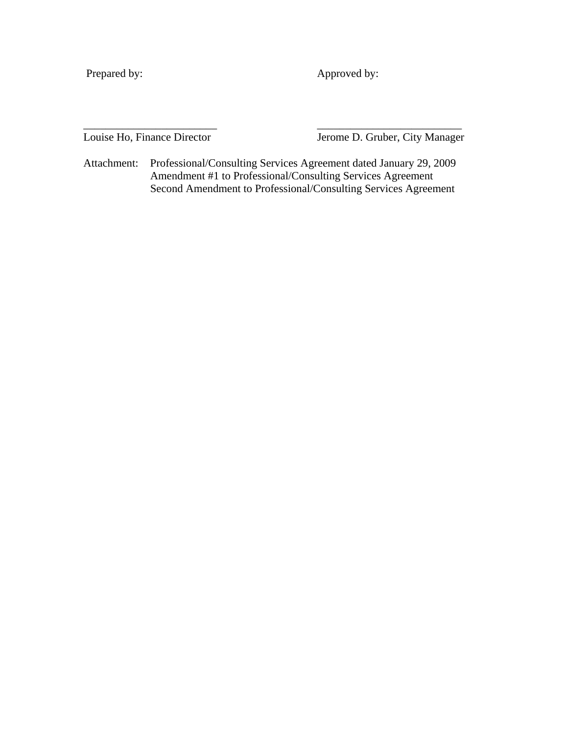Prepared by: Approved by:

\_\_\_\_\_\_\_\_\_\_\_\_\_\_\_\_\_\_\_\_\_\_\_\_ \_\_\_\_\_\_\_\_\_\_\_\_\_\_\_\_\_\_\_\_\_\_\_\_\_\_

Louise Ho, Finance Director Jerome D. Gruber, City Manager

Attachment: Professional/Consulting Services Agreement dated January 29, 2009
Amendment #1 to Professional/Consulting Services Agreement
Second Amendment to Professional/Consulting Services Agreement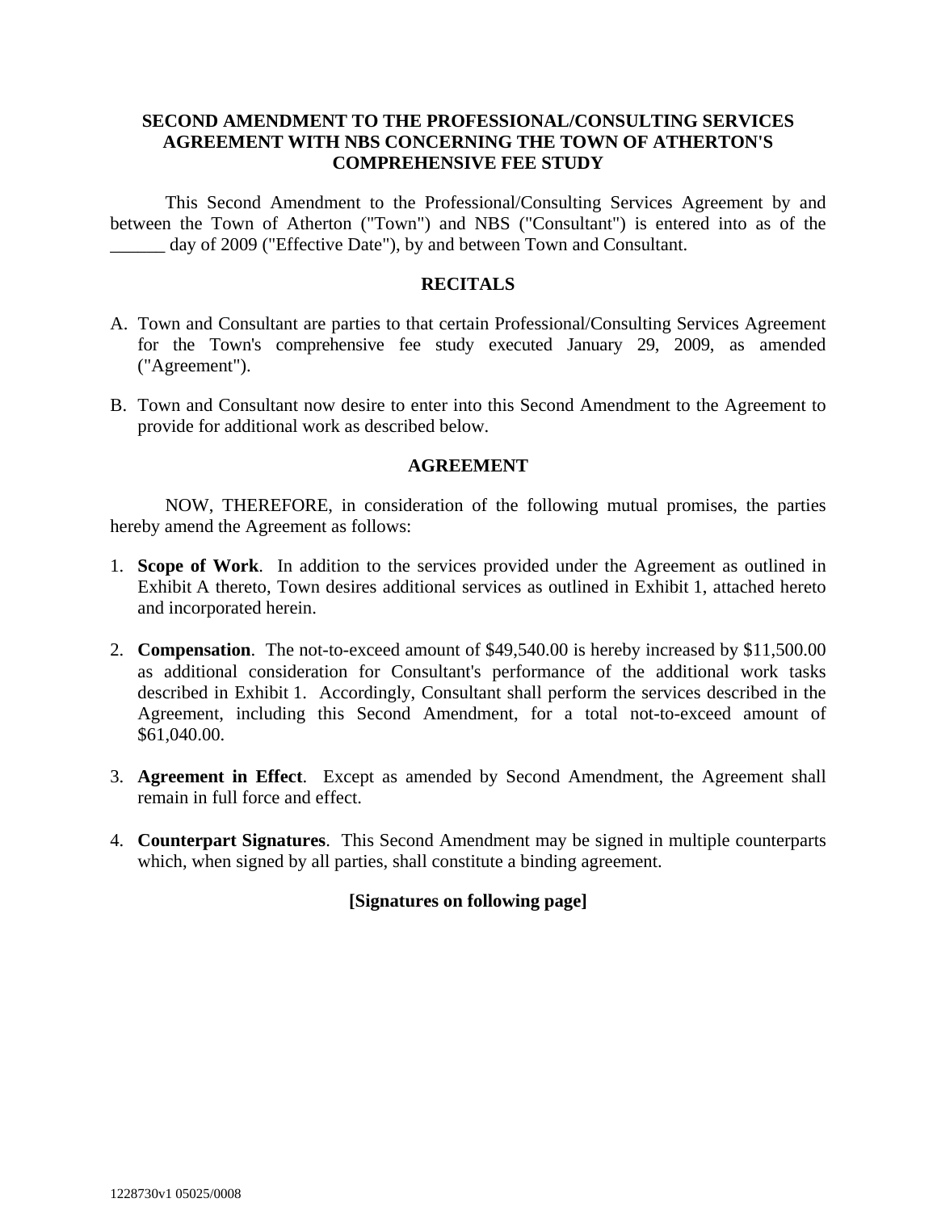**SECOND AMENDMENT TO THE PROFESSIONAL/CONSULTING SERVICES AGREEMENT WITH NBS CONCERNING THE TOWN OF ATHERTON'S COMPREHENSIVE FEE STUDY**

This Second Amendment to the Professional/Consulting Services Agreement by and between the Town of Atherton ("Town") and NBS ("Consultant") is entered into as of the ______ day of 2009 ("Effective Date"), by and between Town and Consultant.

**RECITALS**

A. Town and Consultant are parties to that certain Professional/Consulting Services Agreement for the Town's comprehensive fee study executed January 29, 2009, as amended ("Agreement").

B. Town and Consultant now desire to enter into this Second Amendment to the Agreement to provide for additional work as described below.

**AGREEMENT**

NOW, THEREFORE, in consideration of the following mutual promises, the parties hereby amend the Agreement as follows:

1. **Scope of Work**. In addition to the services provided under the Agreement as outlined in Exhibit A thereto, Town desires additional services as outlined in Exhibit 1, attached hereto and incorporated herein.

2. **Compensation**. The not-to-exceed amount of $49,540.00 is hereby increased by $11,500.00 as additional consideration for Consultant's performance of the additional work tasks described in Exhibit 1. Accordingly, Consultant shall perform the services described in the Agreement, including this Second Amendment, for a total not-to-exceed amount of $61,040.00.

3. **Agreement in Effect**. Except as amended by Second Amendment, the Agreement shall remain in full force and effect.

4. **Counterpart Signatures**. This Second Amendment may be signed in multiple counterparts which, when signed by all parties, shall constitute a binding agreement.

**[Signatures on following page]**

1228730v1 05025/0008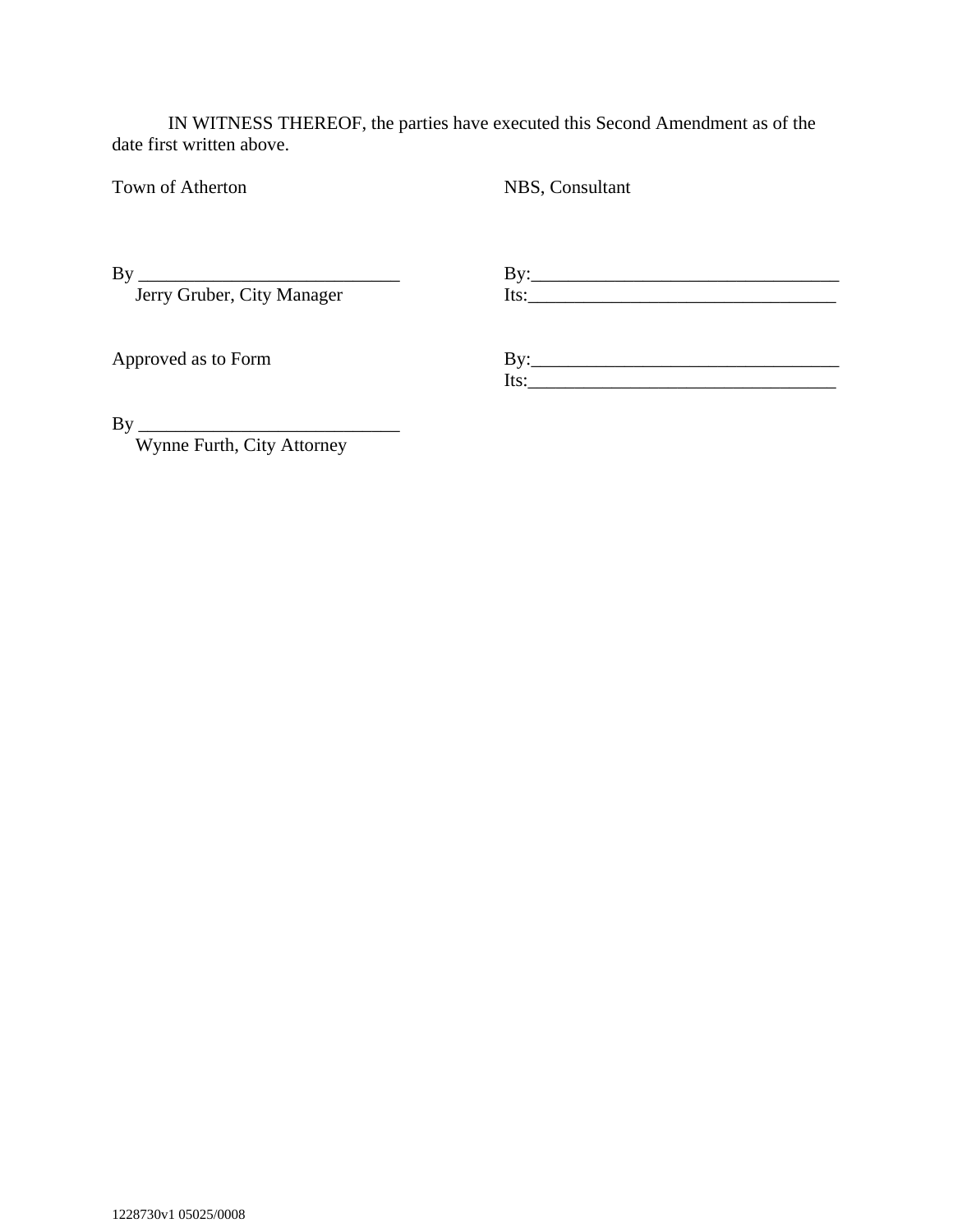IN WITNESS THEREOF, the parties have executed this Second Amendment as of the date first written above.

| Town of Atherton | NBS, Consultant |
|---|---|
| By ____________________________ | By:_________________________________ |
| Jerry Gruber, City Manager | Its:_________________________________ |
| Approved as to Form | By:_________________________________ |
| | Its:_________________________________ |
| By ____________________________ | |
| Wynne Furth, City Attorney | |

1228730v1 05025/0008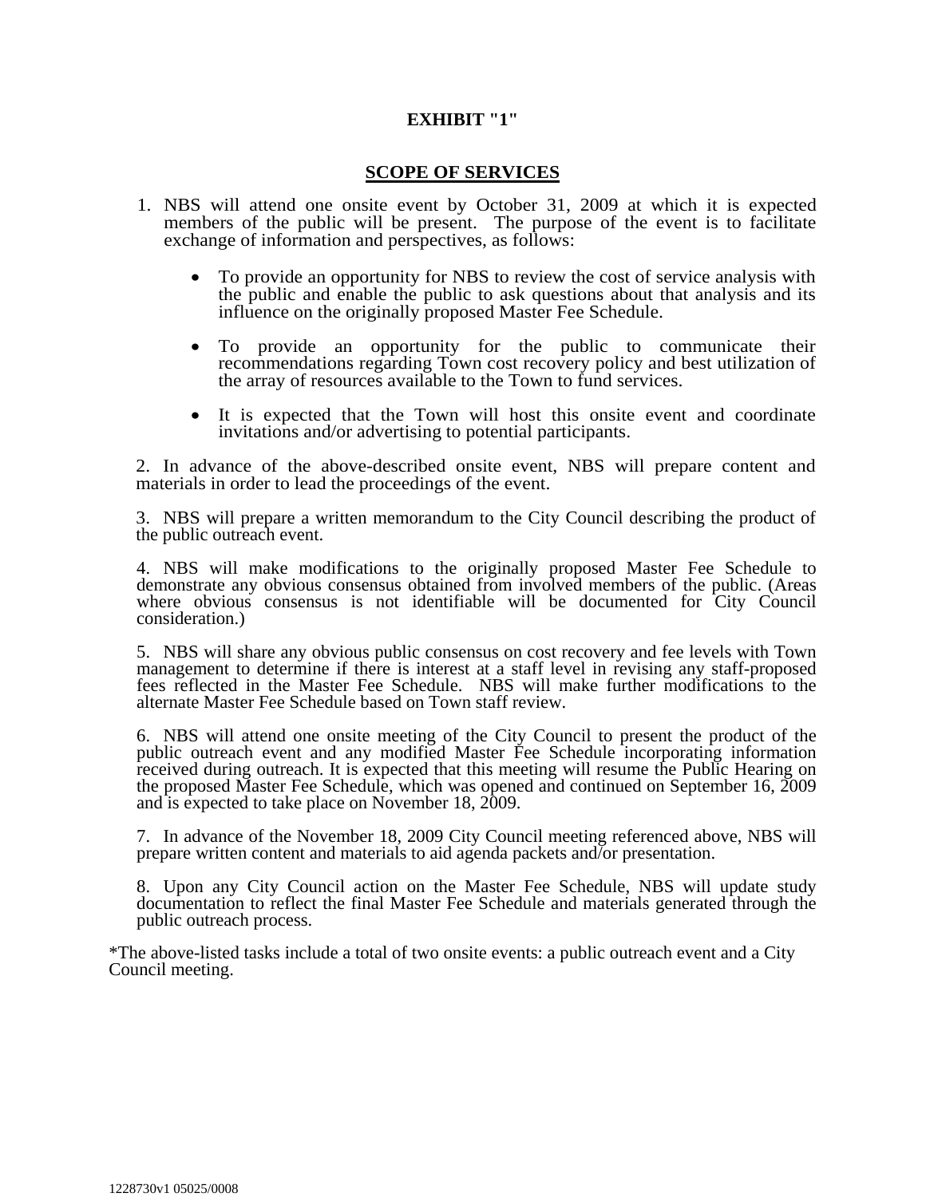**EXHIBIT "1"**

**SCOPE OF SERVICES**

1. NBS will attend one onsite event by October 31, 2009 at which it is expected members of the public will be present. The purpose of the event is to facilitate exchange of information and perspectives, as follows:

   - To provide an opportunity for NBS to review the cost of service analysis with the public and enable the public to ask questions about that analysis and its influence on the originally proposed Master Fee Schedule.
   - To provide an opportunity for the public to communicate their recommendations regarding Town cost recovery policy and best utilization of the array of resources available to the Town to fund services.
   - It is expected that the Town will host this onsite event and coordinate invitations and/or advertising to potential participants.

2. In advance of the above-described onsite event, NBS will prepare content and materials in order to lead the proceedings of the event.

3. NBS will prepare a written memorandum to the City Council describing the product of the public outreach event.

4. NBS will make modifications to the originally proposed Master Fee Schedule to demonstrate any obvious consensus obtained from involved members of the public. (Areas where obvious consensus is not identifiable will be documented for City Council consideration.)

5. NBS will share any obvious public consensus on cost recovery and fee levels with Town management to determine if there is interest at a staff level in revising any staff-proposed fees reflected in the Master Fee Schedule. NBS will make further modifications to the alternate Master Fee Schedule based on Town staff review.

6. NBS will attend one onsite meeting of the City Council to present the product of the public outreach event and any modified Master Fee Schedule incorporating information received during outreach. It is expected that this meeting will resume the Public Hearing on the proposed Master Fee Schedule, which was opened and continued on September 16, 2009 and is expected to take place on November 18, 2009.

7. In advance of the November 18, 2009 City Council meeting referenced above, NBS will prepare written content and materials to aid agenda packets and/or presentation.

8. Upon any City Council action on the Master Fee Schedule, NBS will update study documentation to reflect the final Master Fee Schedule and materials generated through the public outreach process.

*The above-listed tasks include a total of two onsite events: a public outreach event and a City Council meeting.

1228730v1 05025/0008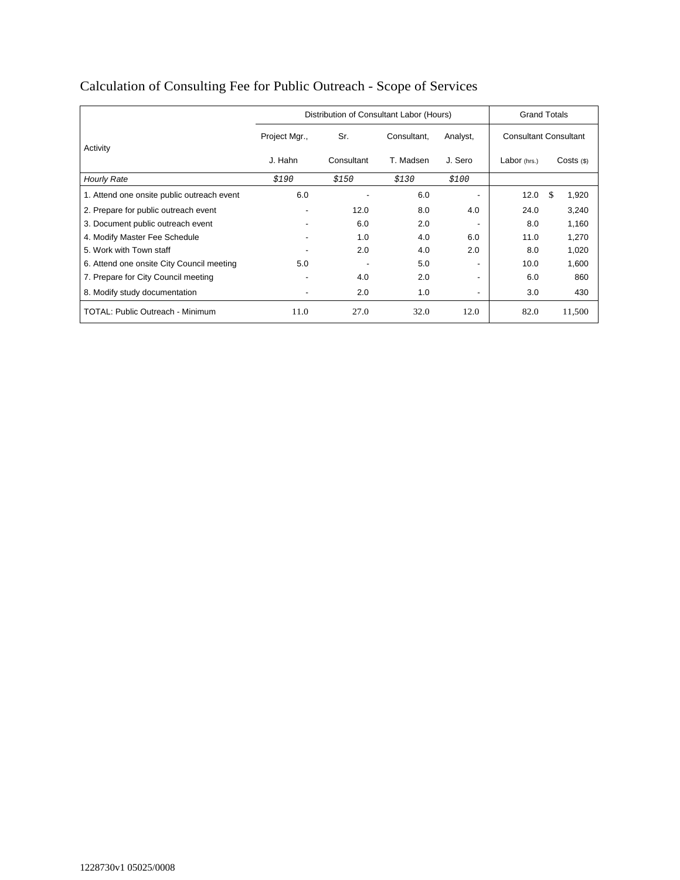# Calculation of Consulting Fee for Public Outreach - Scope of Services

| Activity | Distribution of Consultant Labor (Hours) | | | | Grand Totals | |
|---|---|---|---|---|---|---|
| | Project Mgr., J. Hahn | Sr. Consultant | Consultant, T. Madsen | Analyst, J. Sero | Consultant Labor (hrs.) | Consultant Costs ($) |
| *Hourly Rate* | *$190* | *$150* | *$130* | *$100* | | |
| 1. Attend one onsite public outreach event | 6.0 | - | 6.0 | - | 12.0 | $ 1,920 |
| 2. Prepare for public outreach event | - | 12.0 | 8.0 | 4.0 | 24.0 | 3,240 |
| 3. Document public outreach event | - | 6.0 | 2.0 | - | 8.0 | 1,160 |
| 4. Modify Master Fee Schedule | - | 1.0 | 4.0 | 6.0 | 11.0 | 1,270 |
| 5. Work with Town staff | - | 2.0 | 4.0 | 2.0 | 8.0 | 1,020 |
| 6. Attend one onsite City Council meeting | 5.0 | - | 5.0 | - | 10.0 | 1,600 |
| 7. Prepare for City Council meeting | - | 4.0 | 2.0 | - | 6.0 | 860 |
| 8. Modify study documentation | - | 2.0 | 1.0 | - | 3.0 | 430 |
| TOTAL: Public Outreach - Minimum | 11.0 | 27.0 | 32.0 | 12.0 | 82.0 | 11,500 |

1228730v1 05025/0008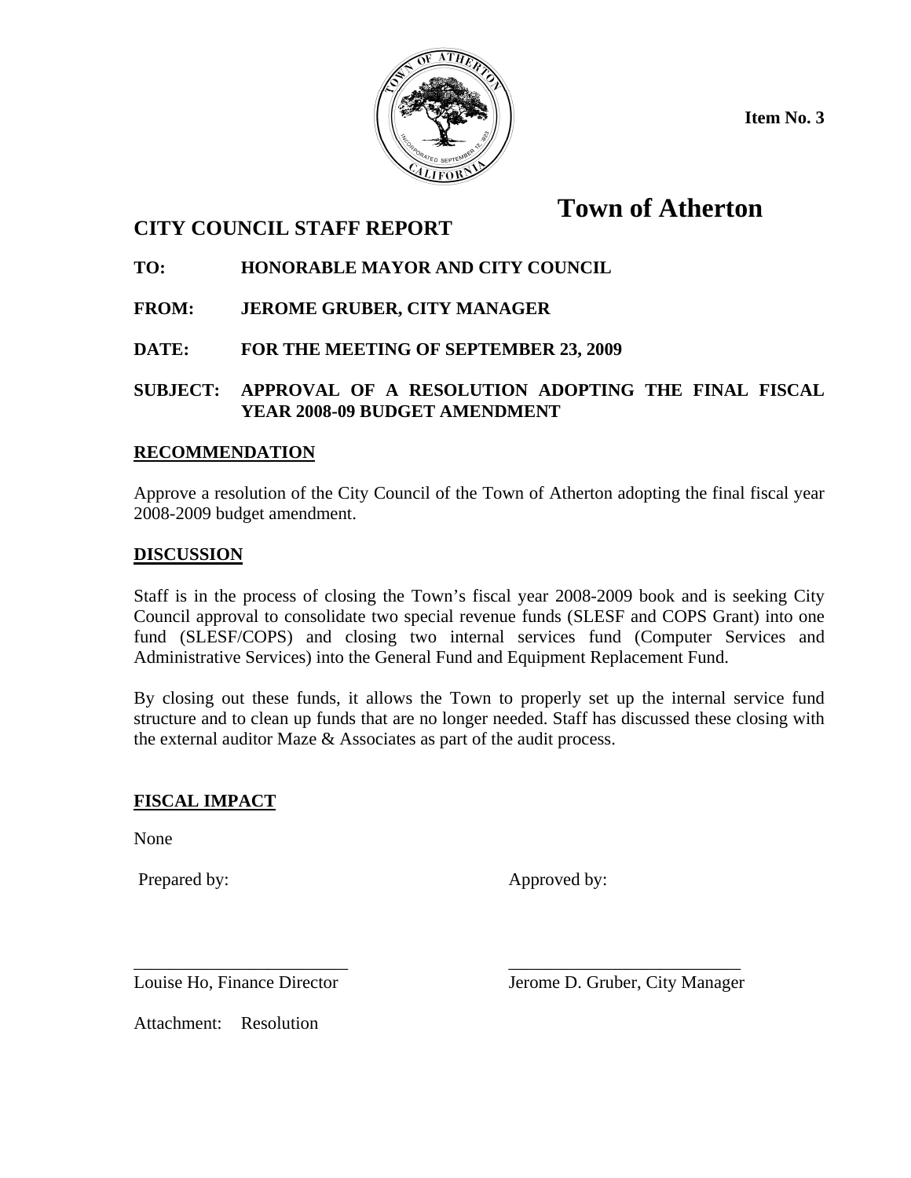**Item No. 3**

# Town of Atherton

## CITY COUNCIL STAFF REPORT

**TO:** **HONORABLE MAYOR AND CITY COUNCIL**

**FROM:** **JEROME GRUBER, CITY MANAGER**

**DATE:** **FOR THE MEETING OF SEPTEMBER 23, 2009**

**SUBJECT:** **APPROVAL OF A RESOLUTION ADOPTING THE FINAL FISCAL YEAR 2008-09 BUDGET AMENDMENT**

### RECOMMENDATION

Approve a resolution of the City Council of the Town of Atherton adopting the final fiscal year 2008-2009 budget amendment.

### DISCUSSION

Staff is in the process of closing the Town's fiscal year 2008-2009 book and is seeking City Council approval to consolidate two special revenue funds (SLESF and COPS Grant) into one fund (SLESF/COPS) and closing two internal services fund (Computer Services and Administrative Services) into the General Fund and Equipment Replacement Fund.

By closing out these funds, it allows the Town to properly set up the internal service fund structure and to clean up funds that are no longer needed. Staff has discussed these closing with the external auditor Maze & Associates as part of the audit process.

### FISCAL IMPACT

None

Prepared by: Approved by:

Louise Ho, Finance Director Jerome D. Gruber, City Manager

Attachment: Resolution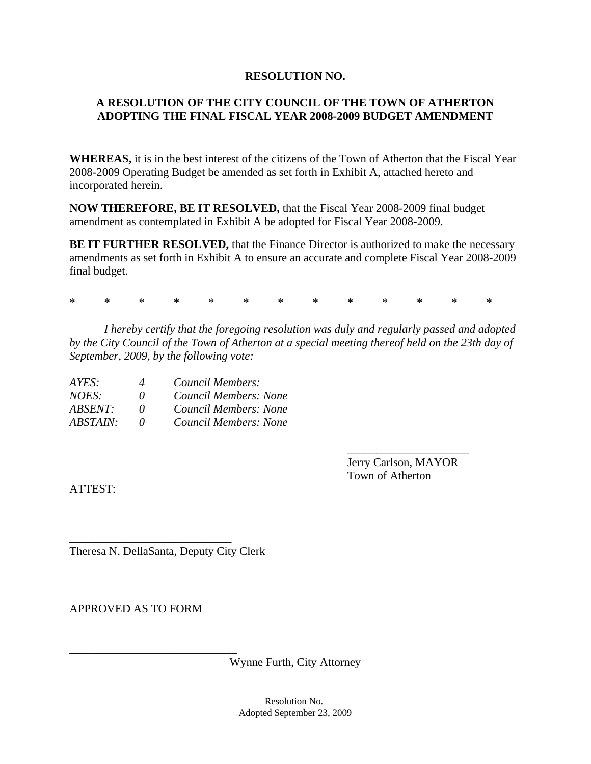**RESOLUTION NO.**

**A RESOLUTION OF THE CITY COUNCIL OF THE TOWN OF ATHERTON ADOPTING THE FINAL FISCAL YEAR 2008-2009 BUDGET AMENDMENT**

**WHEREAS,** it is in the best interest of the citizens of the Town of Atherton that the Fiscal Year 2008-2009 Operating Budget be amended as set forth in Exhibit A, attached hereto and incorporated herein.

**NOW THEREFORE, BE IT RESOLVED,** that the Fiscal Year 2008-2009 final budget amendment as contemplated in Exhibit A be adopted for Fiscal Year 2008-2009.

**BE IT FURTHER RESOLVED,** that the Finance Director is authorized to make the necessary amendments as set forth in Exhibit A to ensure an accurate and complete Fiscal Year 2008-2009 final budget.

\* \* \* \* \* \* \* \* \* \* \* \* \*

*I hereby certify that the foregoing resolution was duly and regularly passed and adopted by the City Council of the Town of Atherton at a special meeting thereof held on the 23th day of September, 2009, by the following vote:*

*AYES: 4 Council Members:*
*NOES: 0 Council Members: None*
*ABSENT: 0 Council Members: None*
*ABSTAIN: 0 Council Members: None*

____________________
Jerry Carlson, MAYOR
Town of Atherton

ATTEST:

___________________________
Theresa N. DellaSanta, Deputy City Clerk

APPROVED AS TO FORM

______________________________
Wynne Furth, City Attorney

Resolution No.
Adopted September 23, 2009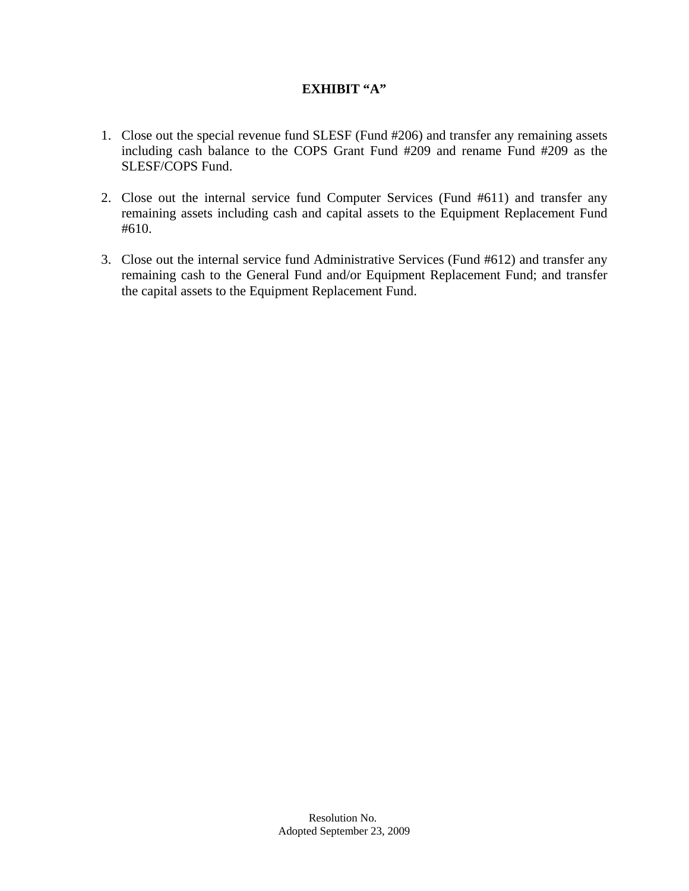# EXHIBIT "A"

1. Close out the special revenue fund SLESF (Fund #206) and transfer any remaining assets including cash balance to the COPS Grant Fund #209 and rename Fund #209 as the SLESF/COPS Fund.

2. Close out the internal service fund Computer Services (Fund #611) and transfer any remaining assets including cash and capital assets to the Equipment Replacement Fund #610.

3. Close out the internal service fund Administrative Services (Fund #612) and transfer any remaining cash to the General Fund and/or Equipment Replacement Fund; and transfer the capital assets to the Equipment Replacement Fund.

Resolution No.
Adopted September 23, 2009